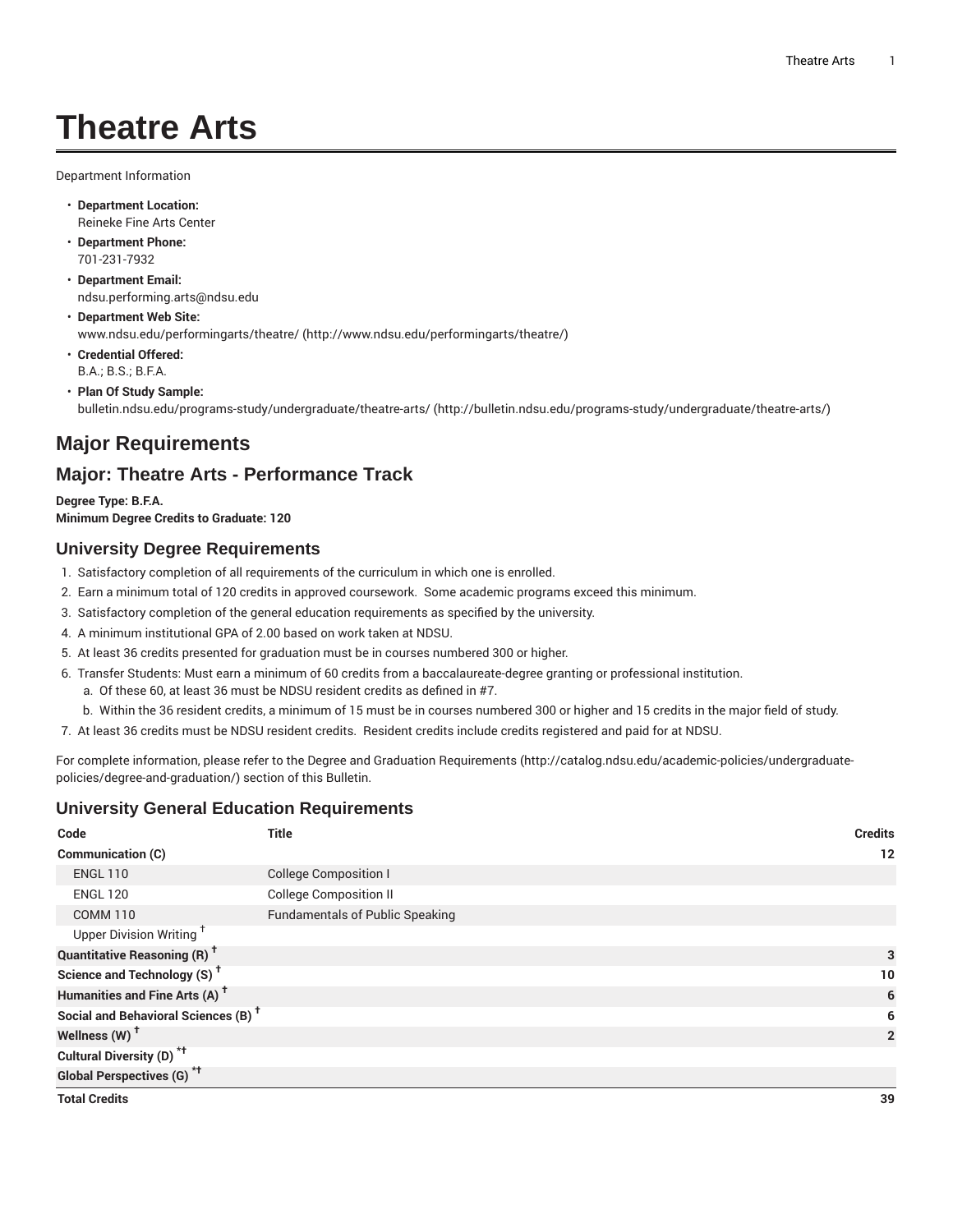# Theatre Arts

Department Information

- **Department Location:**
  Reineke Fine Arts Center
- **Department Phone:**
  701-231-7932
- **Department Email:**
  ndsu.performing.arts@ndsu.edu
- **Department Web Site:**
  www.ndsu.edu/performingarts/theatre/ (http://www.ndsu.edu/performingarts/theatre/)
- **Credential Offered:**
  B.A.; B.S.; B.F.A.
- **Plan Of Study Sample:**
  bulletin.ndsu.edu/programs-study/undergraduate/theatre-arts/ (http://bulletin.ndsu.edu/programs-study/undergraduate/theatre-arts/)

## Major Requirements

## Major: Theatre Arts - Performance Track

**Degree Type: B.F.A.**
**Minimum Degree Credits to Graduate: 120**

### University Degree Requirements

1. Satisfactory completion of all requirements of the curriculum in which one is enrolled.
2. Earn a minimum total of 120 credits in approved coursework. Some academic programs exceed this minimum.
3. Satisfactory completion of the general education requirements as specified by the university.
4. A minimum institutional GPA of 2.00 based on work taken at NDSU.
5. At least 36 credits presented for graduation must be in courses numbered 300 or higher.
6. Transfer Students: Must earn a minimum of 60 credits from a baccalaureate-degree granting or professional institution.
   a. Of these 60, at least 36 must be NDSU resident credits as defined in #7.
   b. Within the 36 resident credits, a minimum of 15 must be in courses numbered 300 or higher and 15 credits in the major field of study.
7. At least 36 credits must be NDSU resident credits. Resident credits include credits registered and paid for at NDSU.

For complete information, please refer to the Degree and Graduation Requirements (http://catalog.ndsu.edu/academic-policies/undergraduate-policies/degree-and-graduation/) section of this Bulletin.

### University General Education Requirements

| Code | Title | Credits |
|---|---|---|
| **Communication (C)** | | **12** |
| ENGL 110 | College Composition I | |
| ENGL 120 | College Composition II | |
| COMM 110 | Fundamentals of Public Speaking | |
| Upper Division Writing † | | |
| **Quantitative Reasoning (R) †** | | **3** |
| **Science and Technology (S) †** | | **10** |
| **Humanities and Fine Arts (A) †** | | **6** |
| **Social and Behavioral Sciences (B) †** | | **6** |
| **Wellness (W) †** | | **2** |
| **Cultural Diversity (D) *†** | | |
| **Global Perspectives (G) *†** | | |
| **Total Credits** | | **39** |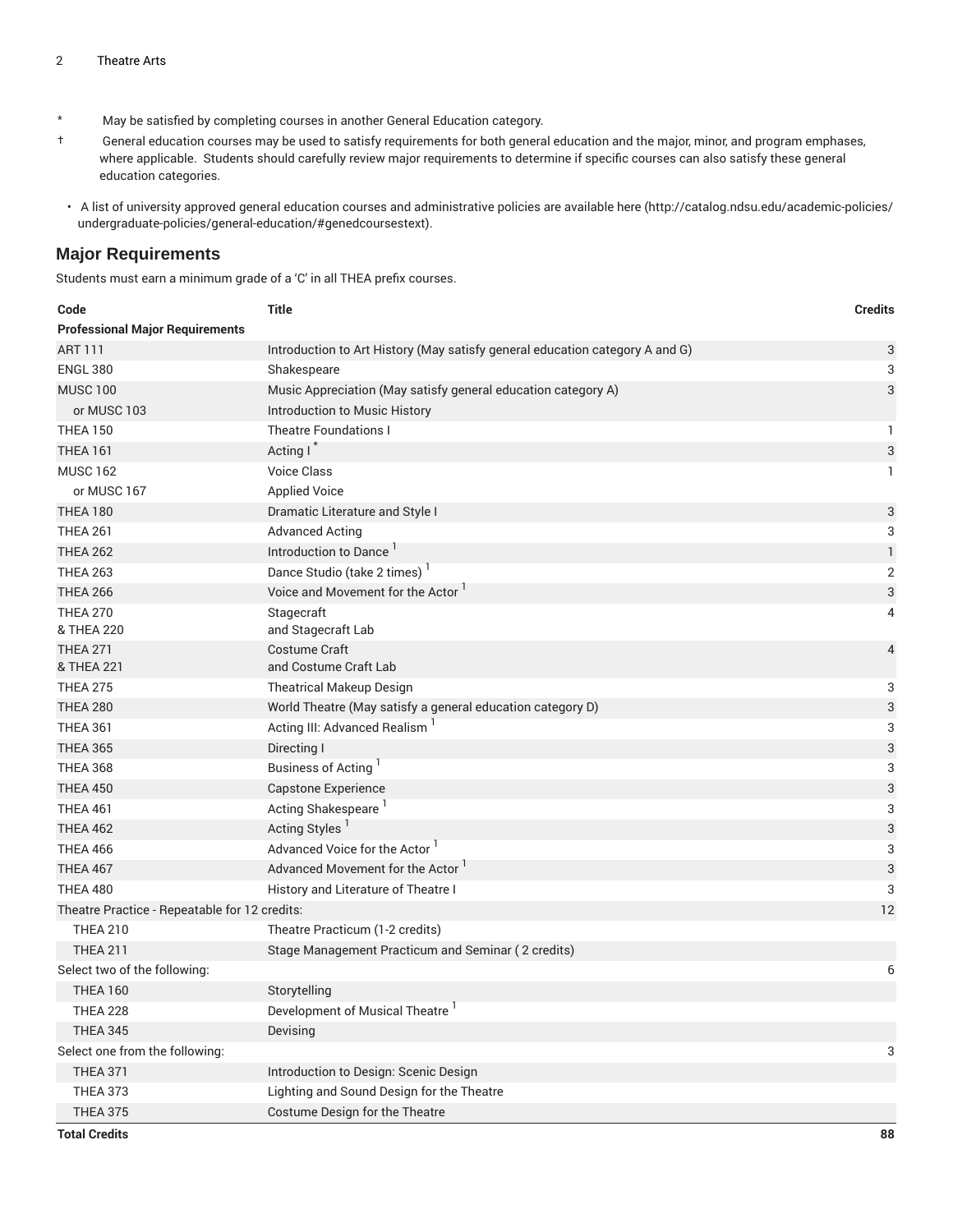\* May be satisfied by completing courses in another General Education category.

† General education courses may be used to satisfy requirements for both general education and the major, minor, and program emphases, where applicable. Students should carefully review major requirements to determine if specific courses can also satisfy these general education categories.

- A list of university approved general education courses and administrative policies are available here (http://catalog.ndsu.edu/academic-policies/undergraduate-policies/general-education/#genedcoursestext).

## Major Requirements

Students must earn a minimum grade of a 'C' in all THEA prefix courses.

| Code | Title | Credits |
|---|---|---|
| **Professional Major Requirements** | | |
| ART 111 | Introduction to Art History (May satisfy general education category A and G) | 3 |
| ENGL 380 | Shakespeare | 3 |
| MUSC 100 | Music Appreciation (May satisfy general education category A) | 3 |
| or MUSC 103 | Introduction to Music History | |
| THEA 150 | Theatre Foundations I | 1 |
| THEA 161 | Acting I * | 3 |
| MUSC 162 | Voice Class | 1 |
| or MUSC 167 | Applied Voice | |
| THEA 180 | Dramatic Literature and Style I | 3 |
| THEA 261 | Advanced Acting | 3 |
| THEA 262 | Introduction to Dance [1] | 1 |
| THEA 263 | Dance Studio (take 2 times) [1] | 2 |
| THEA 266 | Voice and Movement for the Actor [1] | 3 |
| THEA 270 & THEA 220 | Stagecraft and Stagecraft Lab | 4 |
| THEA 271 & THEA 221 | Costume Craft and Costume Craft Lab | 4 |
| THEA 275 | Theatrical Makeup Design | 3 |
| THEA 280 | World Theatre (May satisfy a general education category D) | 3 |
| THEA 361 | Acting III: Advanced Realism [1] | 3 |
| THEA 365 | Directing I | 3 |
| THEA 368 | Business of Acting [1] | 3 |
| THEA 450 | Capstone Experience | 3 |
| THEA 461 | Acting Shakespeare [1] | 3 |
| THEA 462 | Acting Styles [1] | 3 |
| THEA 466 | Advanced Voice for the Actor [1] | 3 |
| THEA 467 | Advanced Movement for the Actor [1] | 3 |
| THEA 480 | History and Literature of Theatre I | 3 |
| Theatre Practice - Repeatable for 12 credits: | | 12 |
| THEA 210 | Theatre Practicum (1-2 credits) | |
| THEA 211 | Stage Management Practicum and Seminar ( 2 credits) | |
| Select two of the following: | | 6 |
| THEA 160 | Storytelling | |
| THEA 228 | Development of Musical Theatre [1] | |
| THEA 345 | Devising | |
| Select one from the following: | | 3 |
| THEA 371 | Introduction to Design: Scenic Design | |
| THEA 373 | Lighting and Sound Design for the Theatre | |
| THEA 375 | Costume Design for the Theatre | |
| **Total Credits** | | **88** |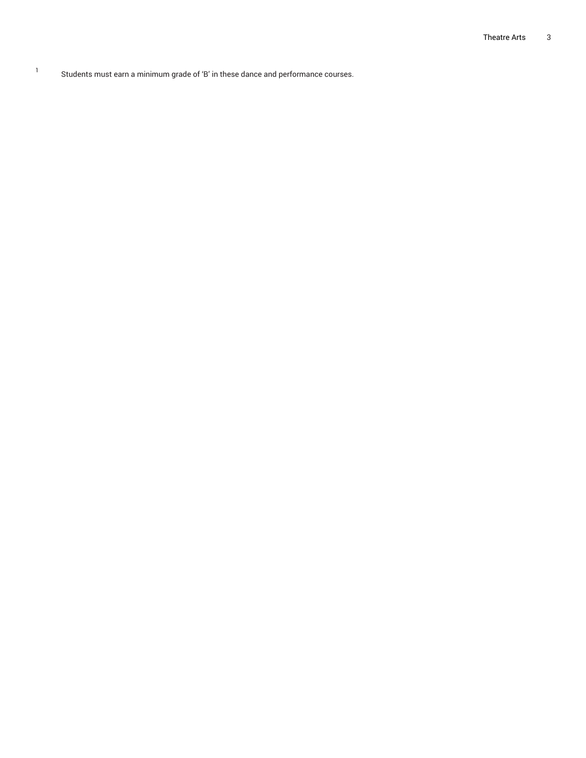[1] Students must earn a minimum grade of ‘B’ in these dance and performance courses.